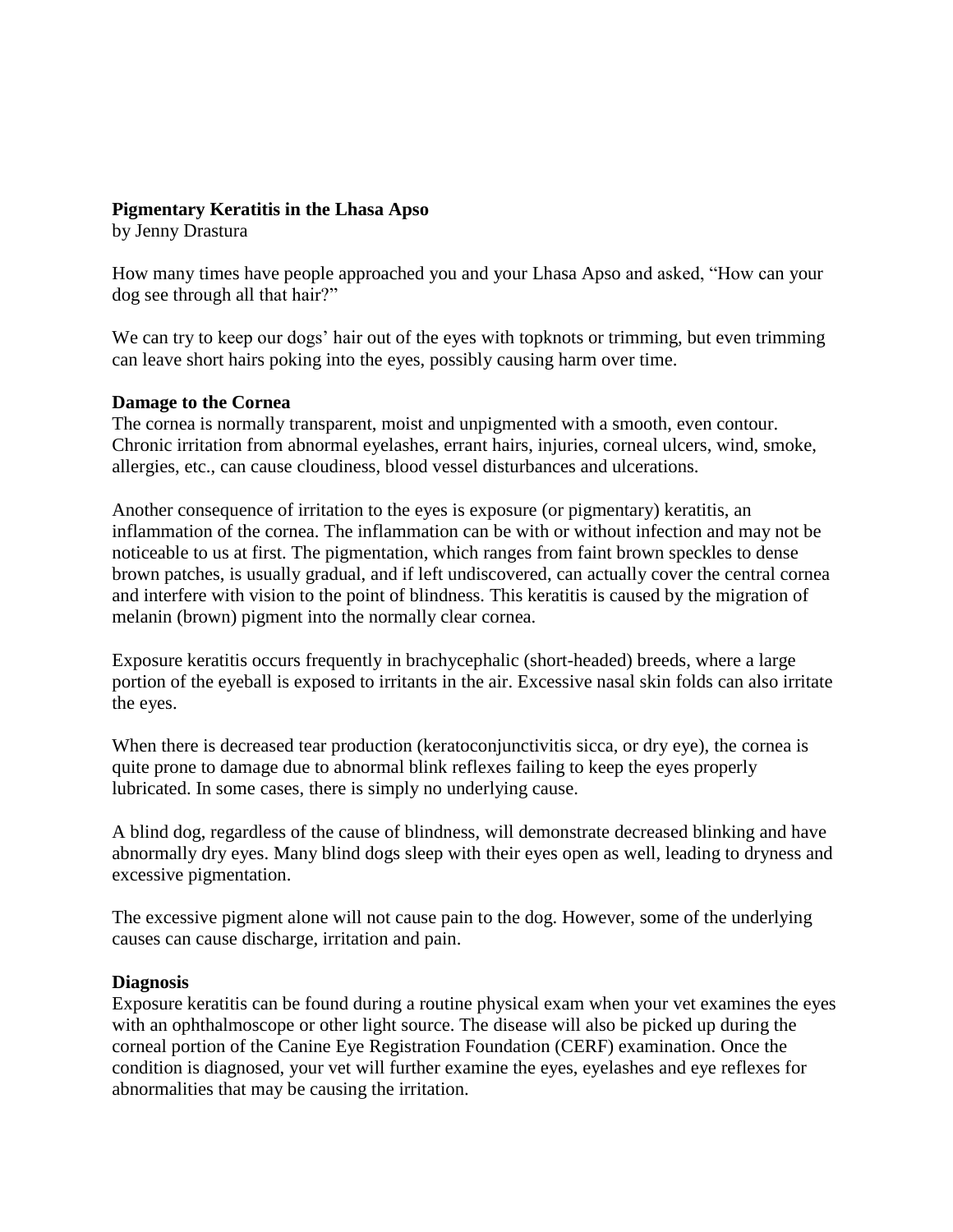**Pigmentary Keratitis in the Lhasa Apso**

by Jenny Drastura

How many times have people approached you and your Lhasa Apso and asked, "How can your dog see through all that hair?"

We can try to keep our dogs' hair out of the eyes with topknots or trimming, but even trimming can leave short hairs poking into the eyes, possibly causing harm over time.

**Damage to the Cornea**

The cornea is normally transparent, moist and unpigmented with a smooth, even contour. Chronic irritation from abnormal eyelashes, errant hairs, injuries, corneal ulcers, wind, smoke, allergies, etc., can cause cloudiness, blood vessel disturbances and ulcerations.

Another consequence of irritation to the eyes is exposure (or pigmentary) keratitis, an inflammation of the cornea. The inflammation can be with or without infection and may not be noticeable to us at first. The pigmentation, which ranges from faint brown speckles to dense brown patches, is usually gradual, and if left undiscovered, can actually cover the central cornea and interfere with vision to the point of blindness. This keratitis is caused by the migration of melanin (brown) pigment into the normally clear cornea.

Exposure keratitis occurs frequently in brachycephalic (short-headed) breeds, where a large portion of the eyeball is exposed to irritants in the air. Excessive nasal skin folds can also irritate the eyes.

When there is decreased tear production (keratoconjunctivitis sicca, or dry eye), the cornea is quite prone to damage due to abnormal blink reflexes failing to keep the eyes properly lubricated. In some cases, there is simply no underlying cause.

A blind dog, regardless of the cause of blindness, will demonstrate decreased blinking and have abnormally dry eyes. Many blind dogs sleep with their eyes open as well, leading to dryness and excessive pigmentation.

The excessive pigment alone will not cause pain to the dog. However, some of the underlying causes can cause discharge, irritation and pain.

**Diagnosis**

Exposure keratitis can be found during a routine physical exam when your vet examines the eyes with an ophthalmoscope or other light source. The disease will also be picked up during the corneal portion of the Canine Eye Registration Foundation (CERF) examination. Once the condition is diagnosed, your vet will further examine the eyes, eyelashes and eye reflexes for abnormalities that may be causing the irritation.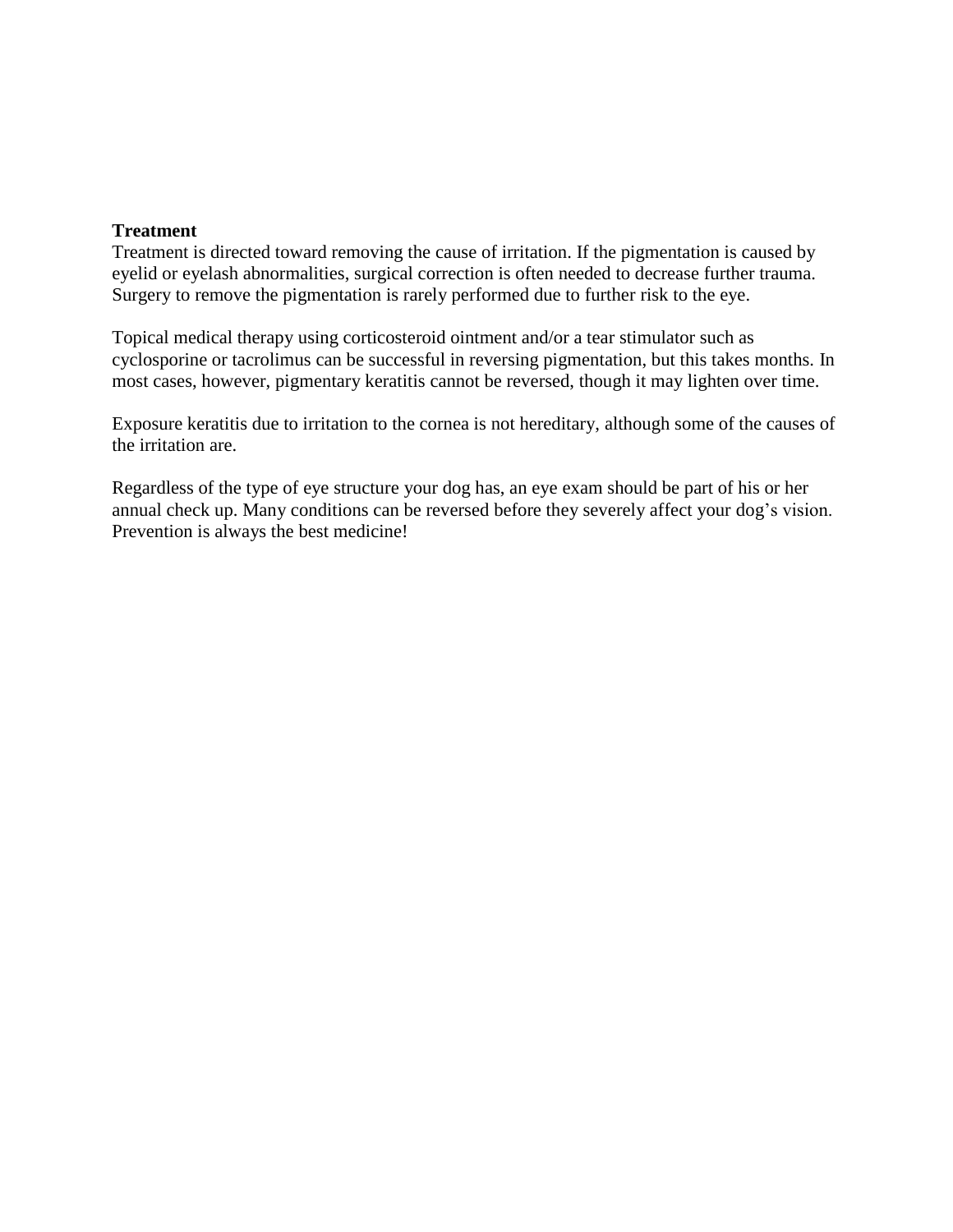**Treatment**

Treatment is directed toward removing the cause of irritation. If the pigmentation is caused by eyelid or eyelash abnormalities, surgical correction is often needed to decrease further trauma. Surgery to remove the pigmentation is rarely performed due to further risk to the eye.

Topical medical therapy using corticosteroid ointment and/or a tear stimulator such as cyclosporine or tacrolimus can be successful in reversing pigmentation, but this takes months. In most cases, however, pigmentary keratitis cannot be reversed, though it may lighten over time.

Exposure keratitis due to irritation to the cornea is not hereditary, although some of the causes of the irritation are.

Regardless of the type of eye structure your dog has, an eye exam should be part of his or her annual check up. Many conditions can be reversed before they severely affect your dog's vision. Prevention is always the best medicine!